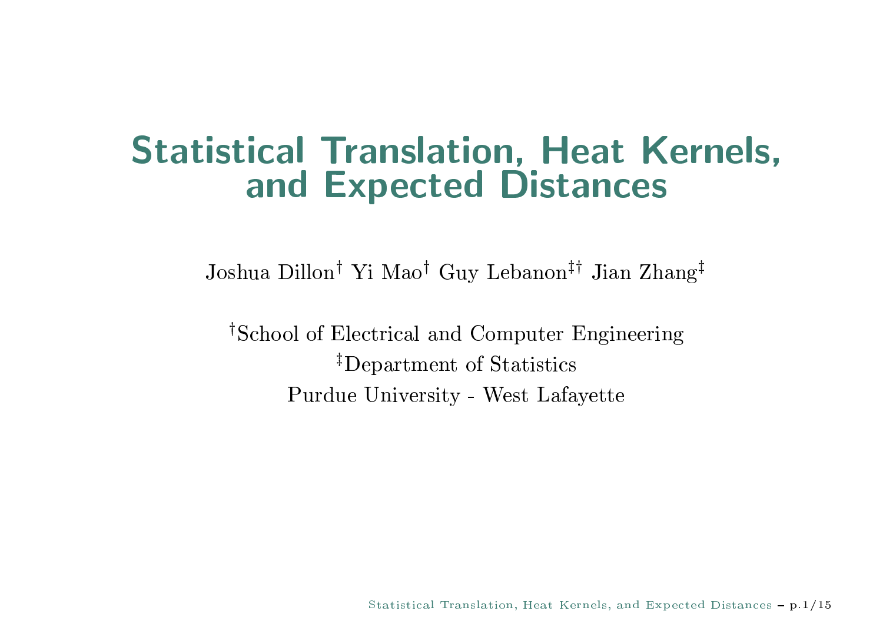# Statistical Translation, Heat Kernels, and Expected Distances

Joshua Dillon[†] Yi Mao[†] Guy Lebanon[‡†] Jian Zhang[‡]

[†]School of Electrical and Computer Engineering
[‡]Department of Statistics
Purdue University - West Lafayette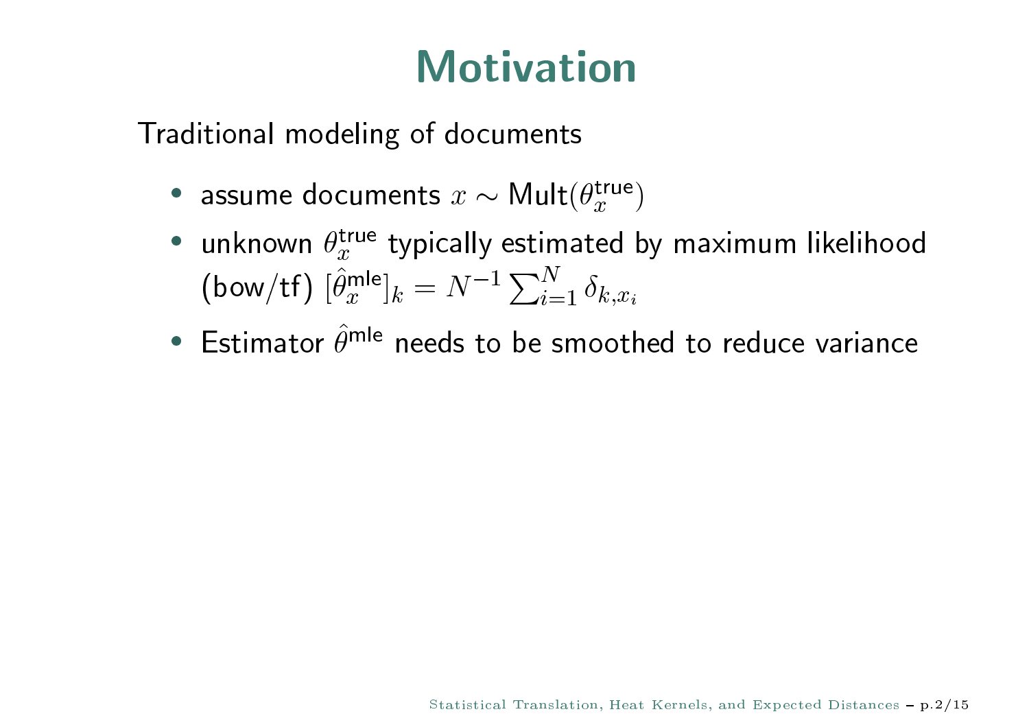# Motivation

Traditional modeling of documents

- assume documents $x \sim \text{Mult}(\theta_x^{\text{true}})$
- unknown $\theta_x^{\text{true}}$ typically estimated by maximum likelihood (bow/tf) $[\hat{\theta}_x^{\text{mle}}]_k = N^{-1} \sum_{i=1}^{N} \delta_{k,x_i}$
- Estimator $\hat{\theta}^{\text{mle}}$ needs to be smoothed to reduce variance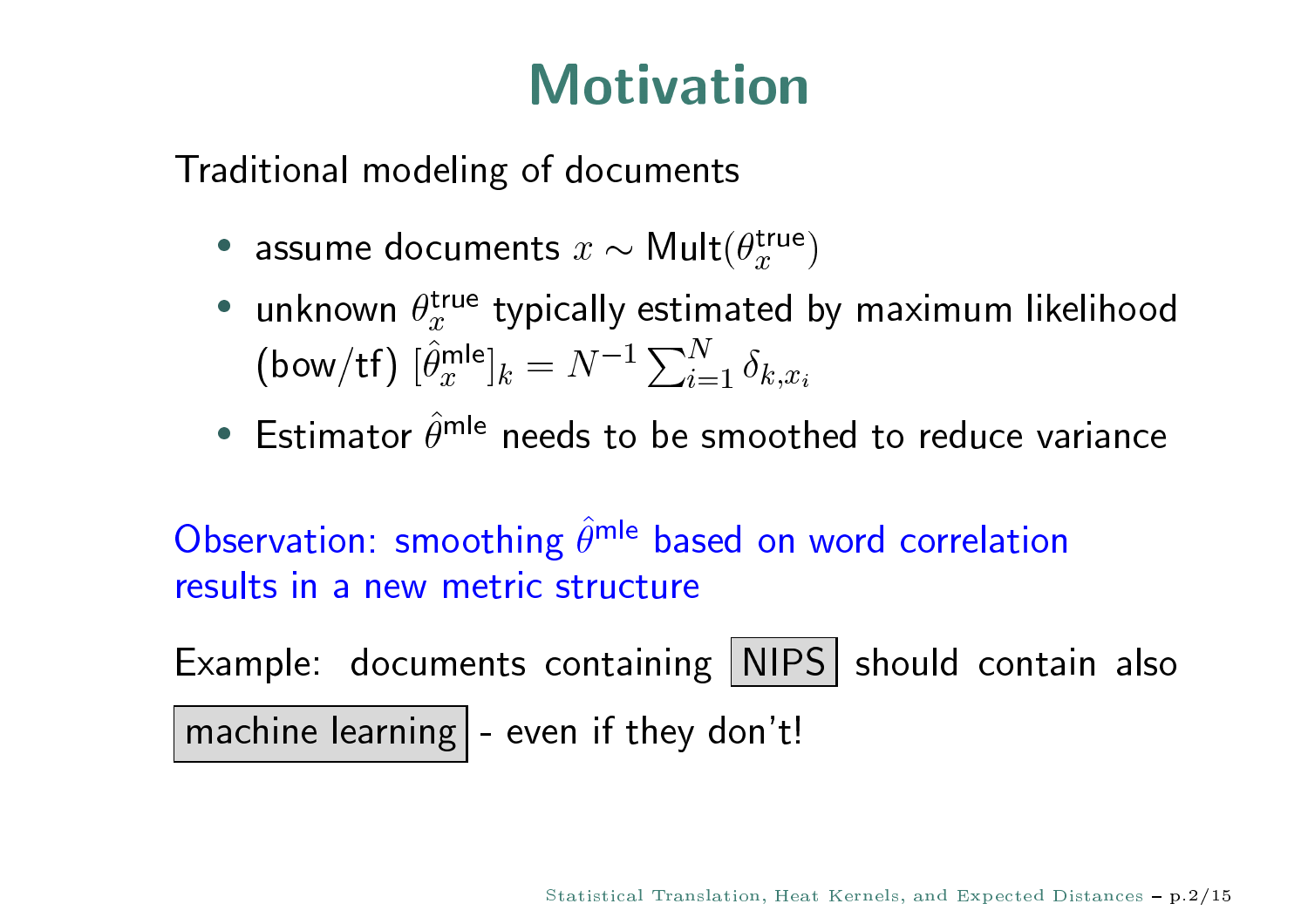# Motivation

Traditional modeling of documents

- assume documents $x \sim \text{Mult}(\theta_x^{\text{true}})$
- unknown $\theta_x^{\text{true}}$ typically estimated by maximum likelihood (bow/tf) $[\hat{\theta}_x^{\text{mle}}]_k = N^{-1} \sum_{i=1}^{N} \delta_{k,x_i}$
- Estimator $\hat{\theta}^{\text{mle}}$ needs to be smoothed to reduce variance

Observation: smoothing $\hat{\theta}^{\text{mle}}$ based on word correlation results in a new metric structure

Example: documents containing NIPS should contain also machine learning - even if they don't!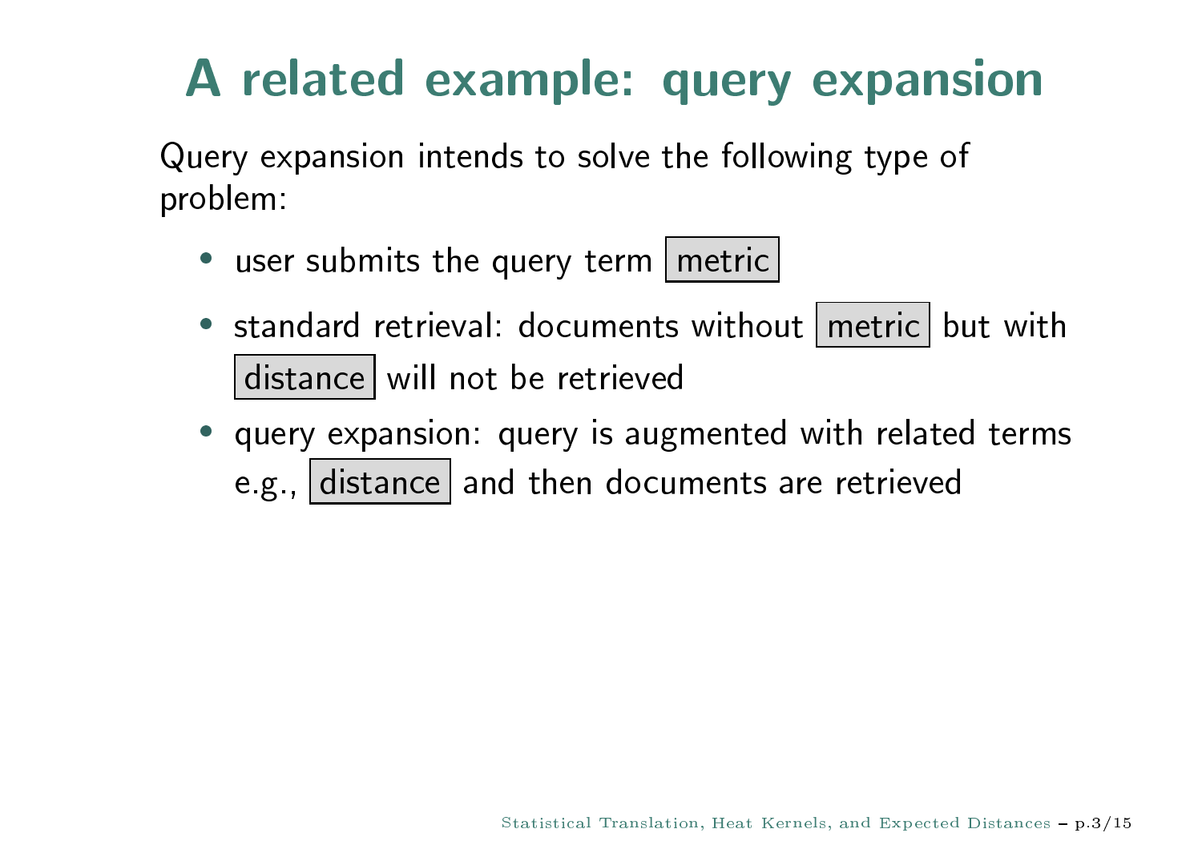# A related example: query expansion

Query expansion intends to solve the following type of problem:

- user submits the query term metric
- standard retrieval: documents without metric but with distance will not be retrieved
- query expansion: query is augmented with related terms e.g., distance and then documents are retrieved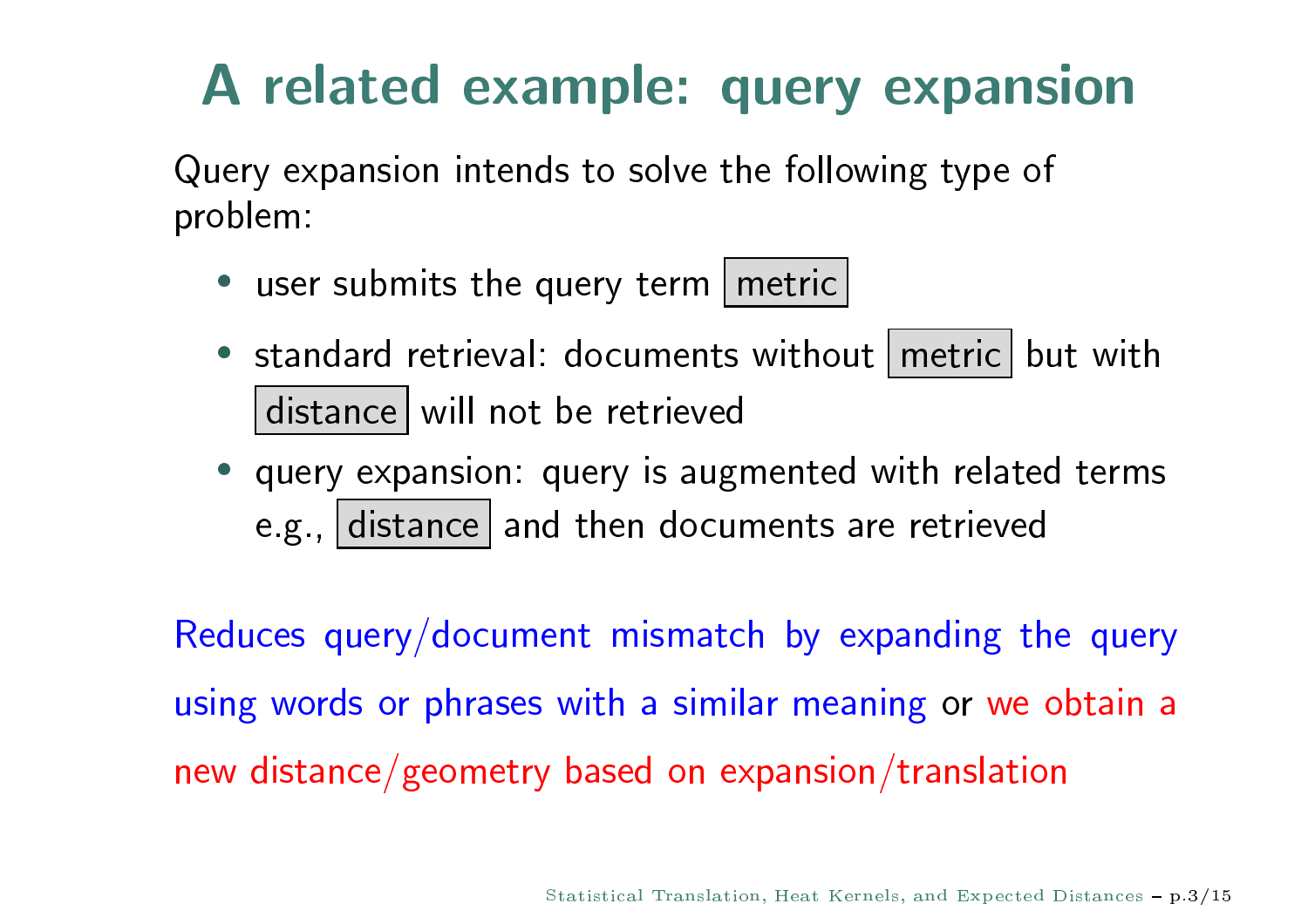# A related example: query expansion

Query expansion intends to solve the following type of problem:

- user submits the query term `metric`
- standard retrieval: documents without `metric` but with `distance` will not be retrieved
- query expansion: query is augmented with related terms e.g., `distance` and then documents are retrieved

Reduces query/document mismatch by expanding the query using words or phrases with a similar meaning or we obtain a new distance/geometry based on expansion/translation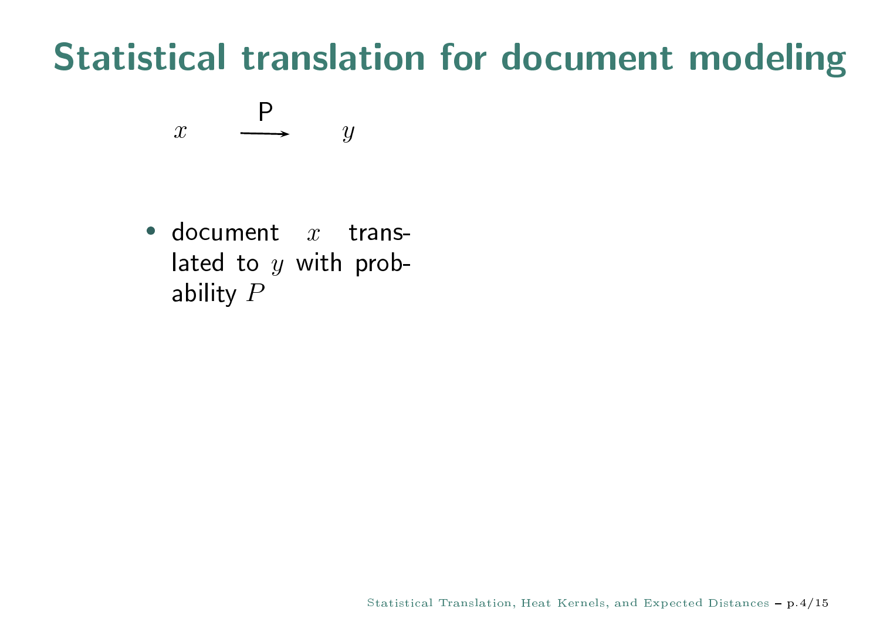# Statistical translation for document modeling

$$x \xrightarrow{\mathsf{P}} y$$

- document $x$ translated to $y$ with probability $P$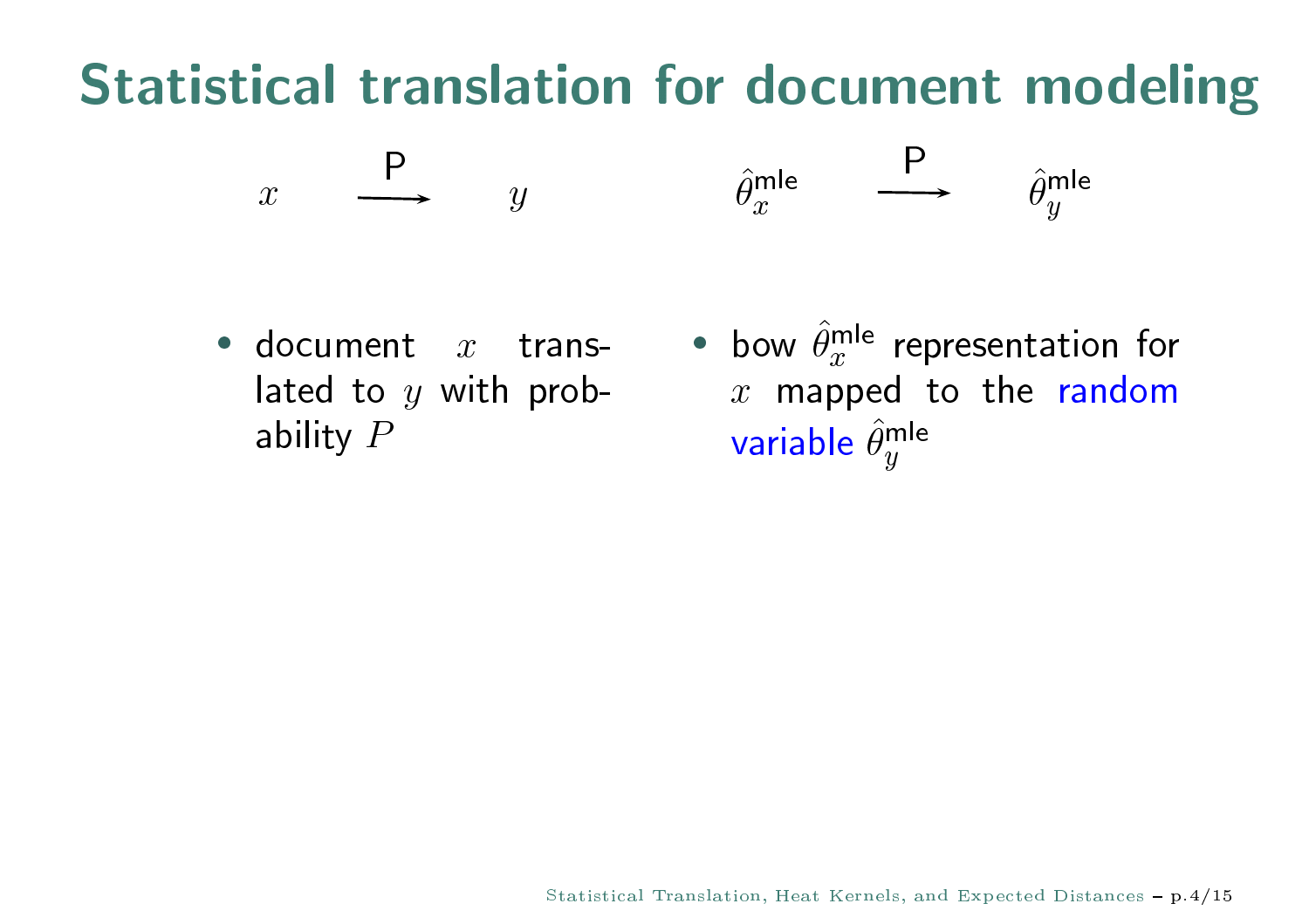# Statistical translation for document modeling

$$x \xrightarrow{\mathsf{P}} y \qquad\qquad \hat{\theta}_x^{\mathsf{mle}} \xrightarrow{\mathsf{P}} \hat{\theta}_y^{\mathsf{mle}}$$

- document $x$ translated to $y$ with probability $P$
- bow $\hat{\theta}_x^{\mathsf{mle}}$ representation for $x$ mapped to the random variable $\hat{\theta}_y^{\mathsf{mle}}$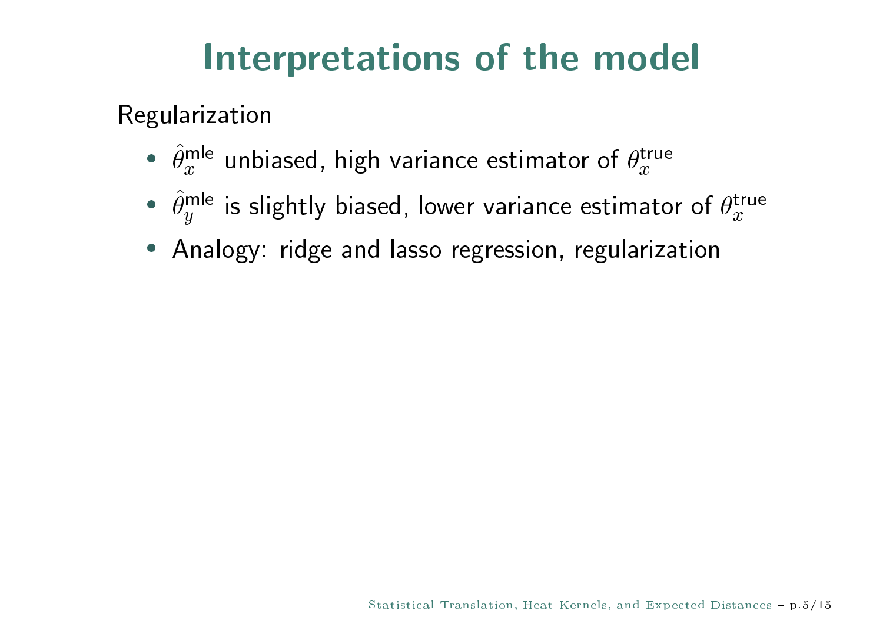# Interpretations of the model

Regularization

- $\hat{\theta}_x^{\mathsf{mle}}$ unbiased, high variance estimator of $\theta_x^{\mathsf{true}}$
- $\hat{\theta}_y^{\mathsf{mle}}$ is slightly biased, lower variance estimator of $\theta_x^{\mathsf{true}}$
- Analogy: ridge and lasso regression, regularization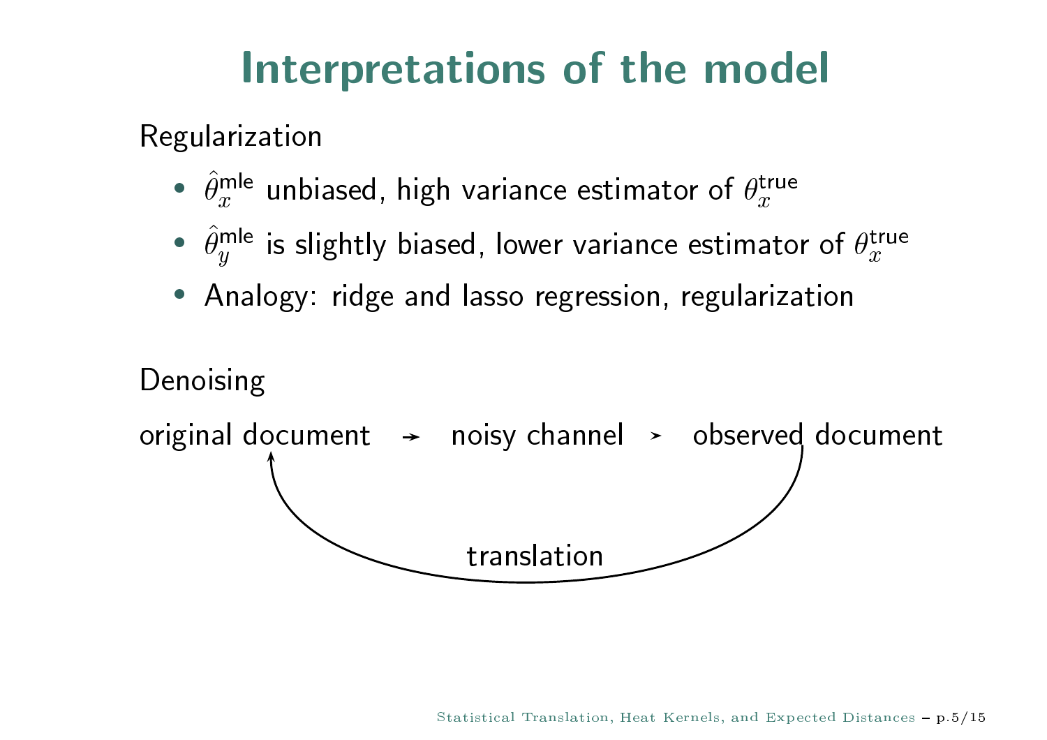# Interpretations of the model

Regularization

- $\hat{\theta}_x^{\text{mle}}$ unbiased, high variance estimator of $\theta_x^{\text{true}}$
- $\hat{\theta}_y^{\text{mle}}$ is slightly biased, lower variance estimator of $\theta_x^{\text{true}}$
- Analogy: ridge and lasso regression, regularization

Denoising

original document → noisy channel → observed document

translation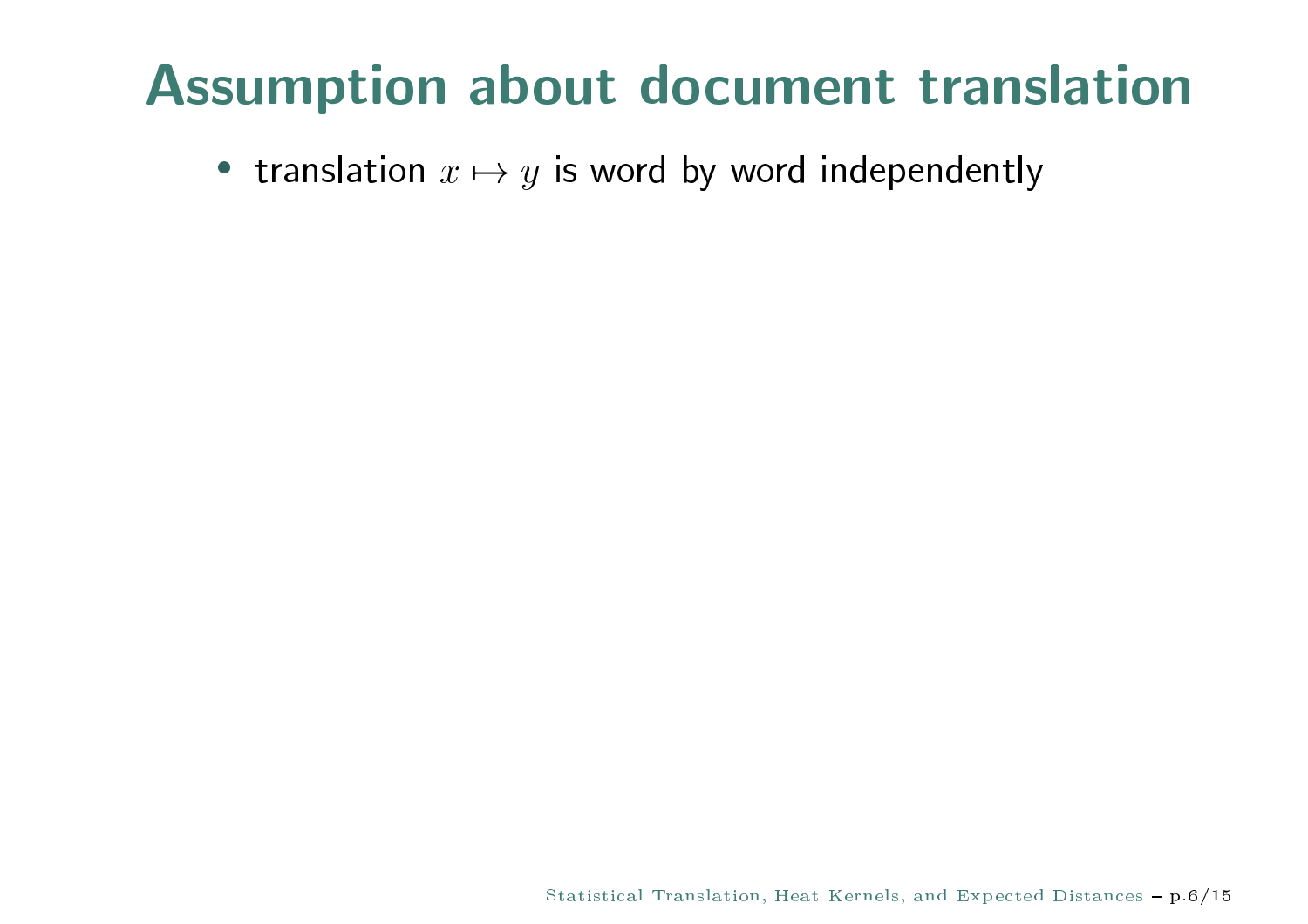# Assumption about document translation

- translation $x \mapsto y$ is word by word independently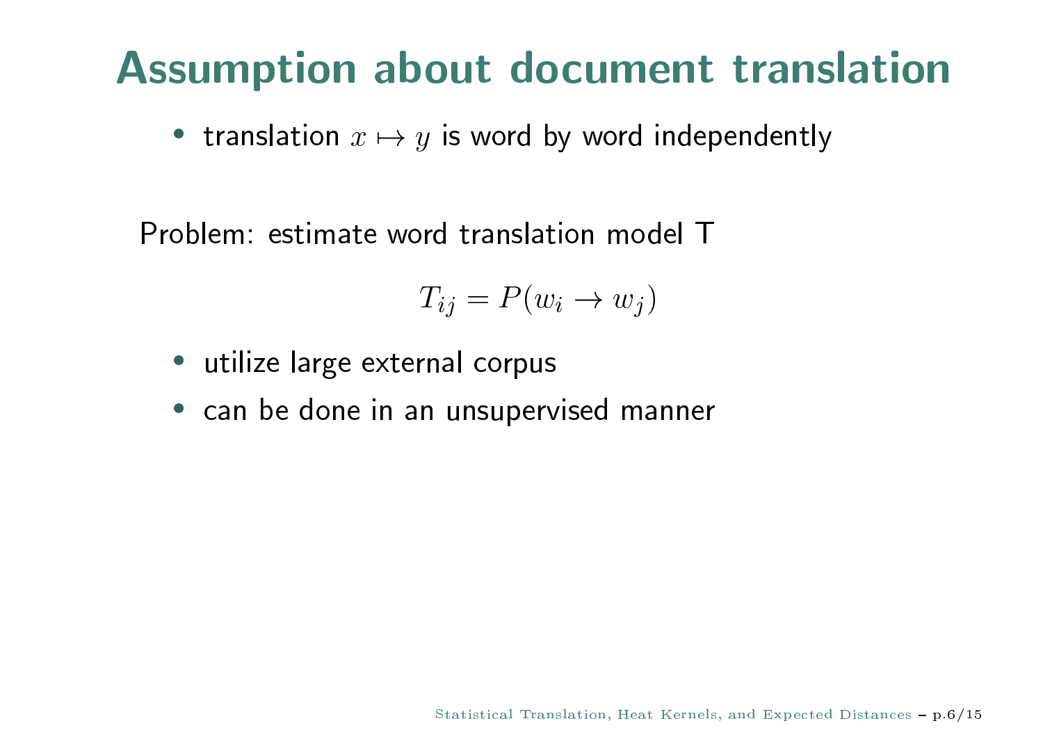# Assumption about document translation

- translation $x \mapsto y$ is word by word independently

Problem: estimate word translation model T

$$T_{ij} = P(w_i \to w_j)$$

- utilize large external corpus
- can be done in an unsupervised manner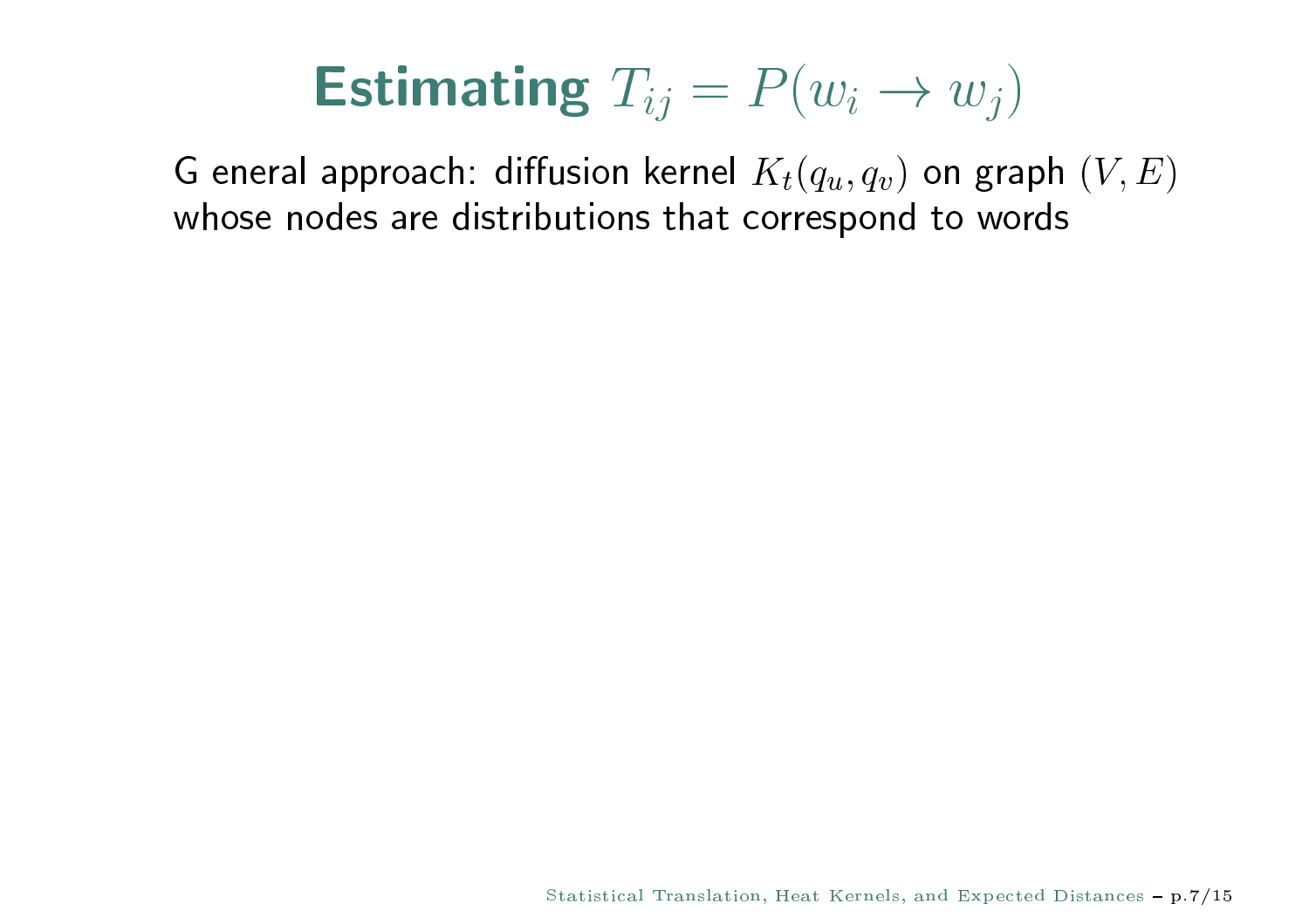# Estimating $T_{ij} = P(w_i \rightarrow w_j)$

G eneral approach: diffusion kernel $K_t(q_u, q_v)$ on graph $(V, E)$ whose nodes are distributions that correspond to words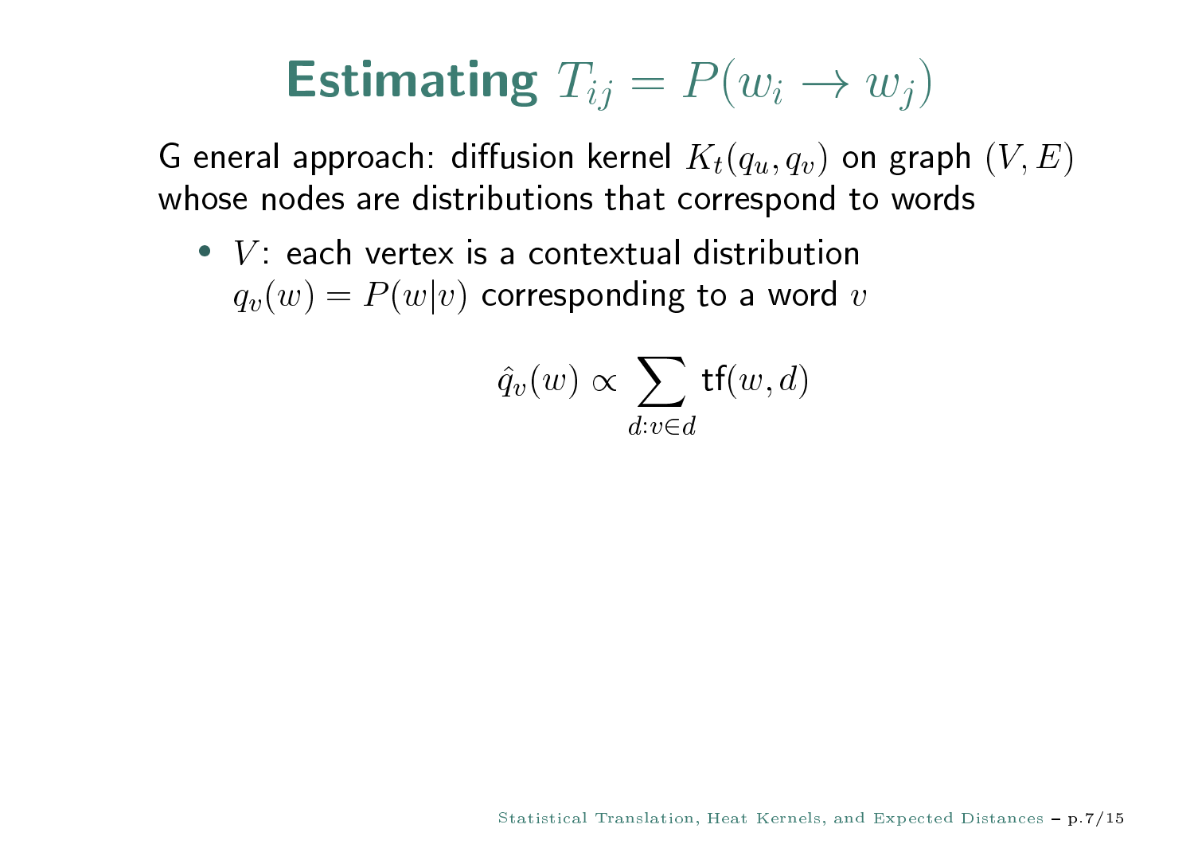# Estimating $T_{ij} = P(w_i \to w_j)$

G eneral approach: diffusion kernel $K_t(q_u, q_v)$ on graph $(V, E)$ whose nodes are distributions that correspond to words

- $V$: each vertex is a contextual distribution $q_v(w) = P(w|v)$ corresponding to a word $v$

$$\hat{q}_v(w) \propto \sum_{d: v \in d} \mathsf{tf}(w, d)$$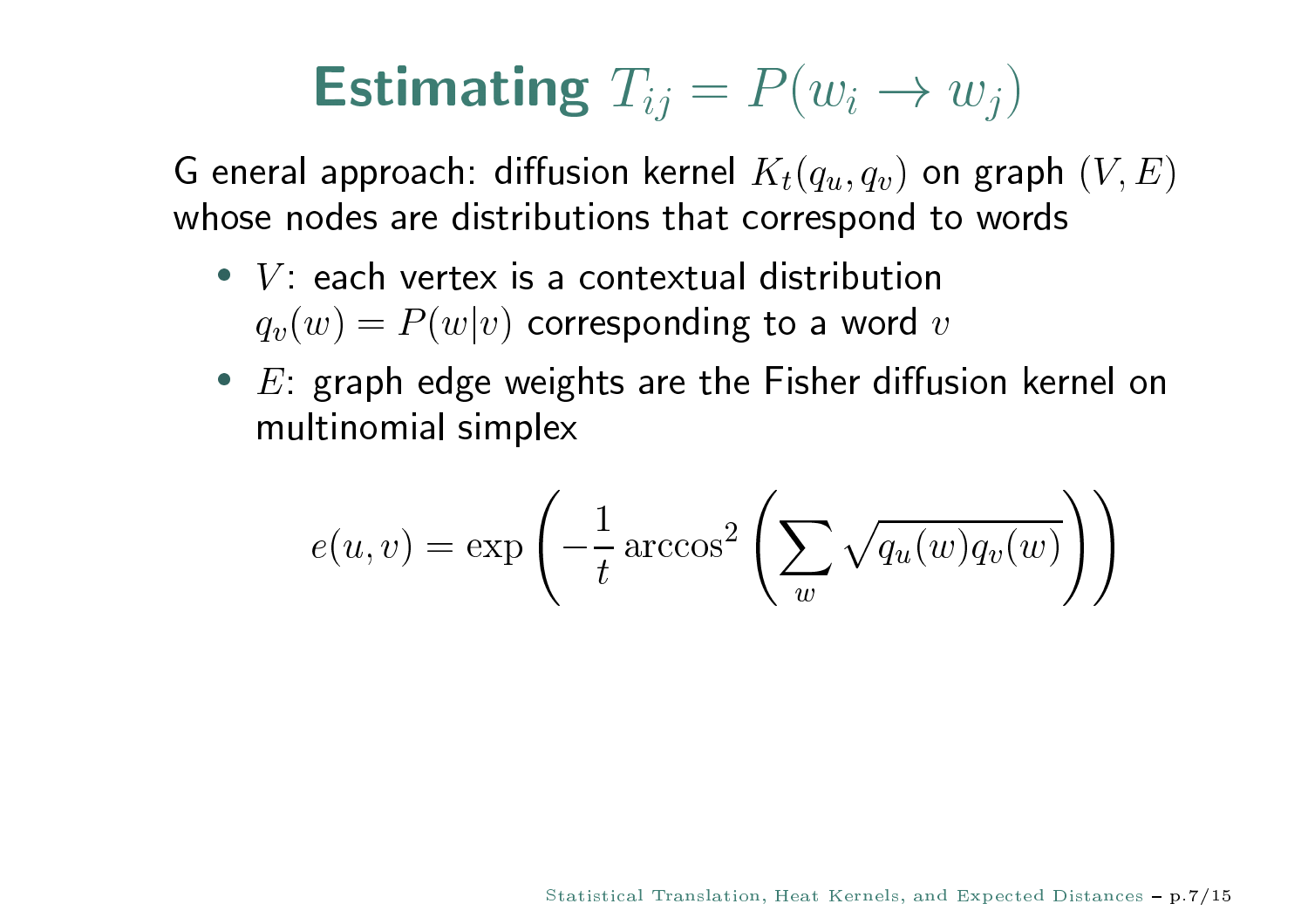# Estimating $T_{ij} = P(w_i \to w_j)$

G eneral approach: diffusion kernel $K_t(q_u, q_v)$ on graph $(V, E)$ whose nodes are distributions that correspond to words

- $V$: each vertex is a contextual distribution $q_v(w) = P(w|v)$ corresponding to a word $v$
- $E$: graph edge weights are the Fisher diffusion kernel on multinomial simplex

$$e(u,v) = \exp\left(-\frac{1}{t}\arccos^2\left(\sum_w \sqrt{q_u(w)q_v(w)}\right)\right)$$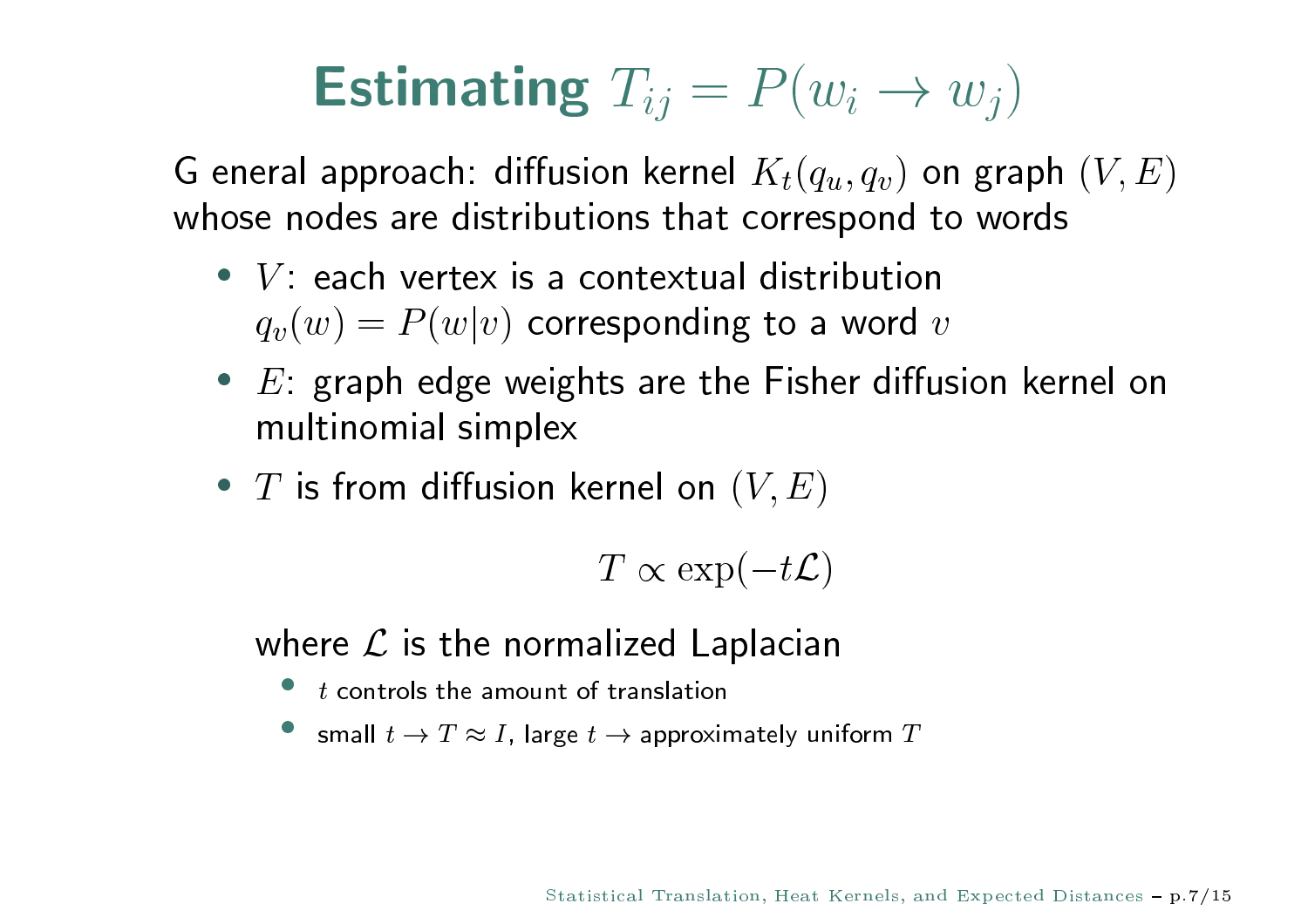# Estimating $T_{ij} = P(w_i \to w_j)$

G eneral approach: diffusion kernel $K_t(q_u, q_v)$ on graph $(V, E)$ whose nodes are distributions that correspond to words

- $V$: each vertex is a contextual distribution $q_v(w) = P(w|v)$ corresponding to a word $v$
- $E$: graph edge weights are the Fisher diffusion kernel on multinomial simplex
- $T$ is from diffusion kernel on $(V, E)$

$$T \propto \exp(-t\mathcal{L})$$

  where $\mathcal{L}$ is the normalized Laplacian

  - $t$ controls the amount of translation
  - small $t \to T \approx I$, large $t \to$ approximately uniform $T$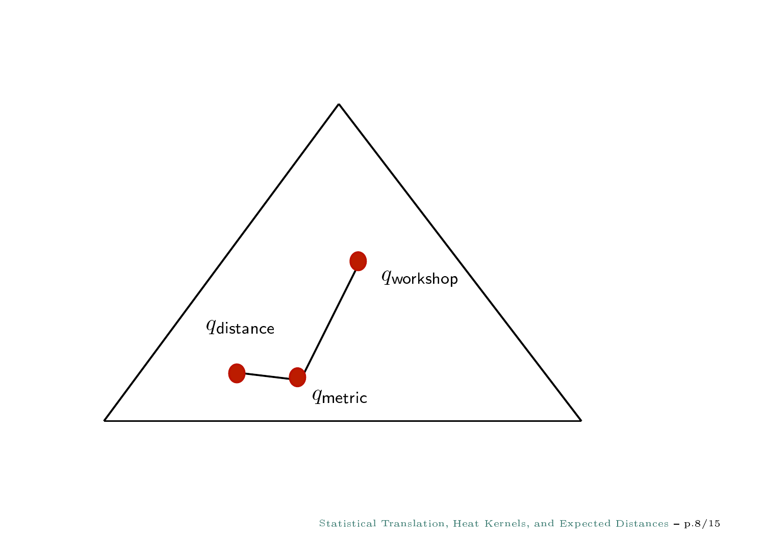$q_{\text{workshop}}$

$q_{\text{distance}}$

$q_{\text{metric}}$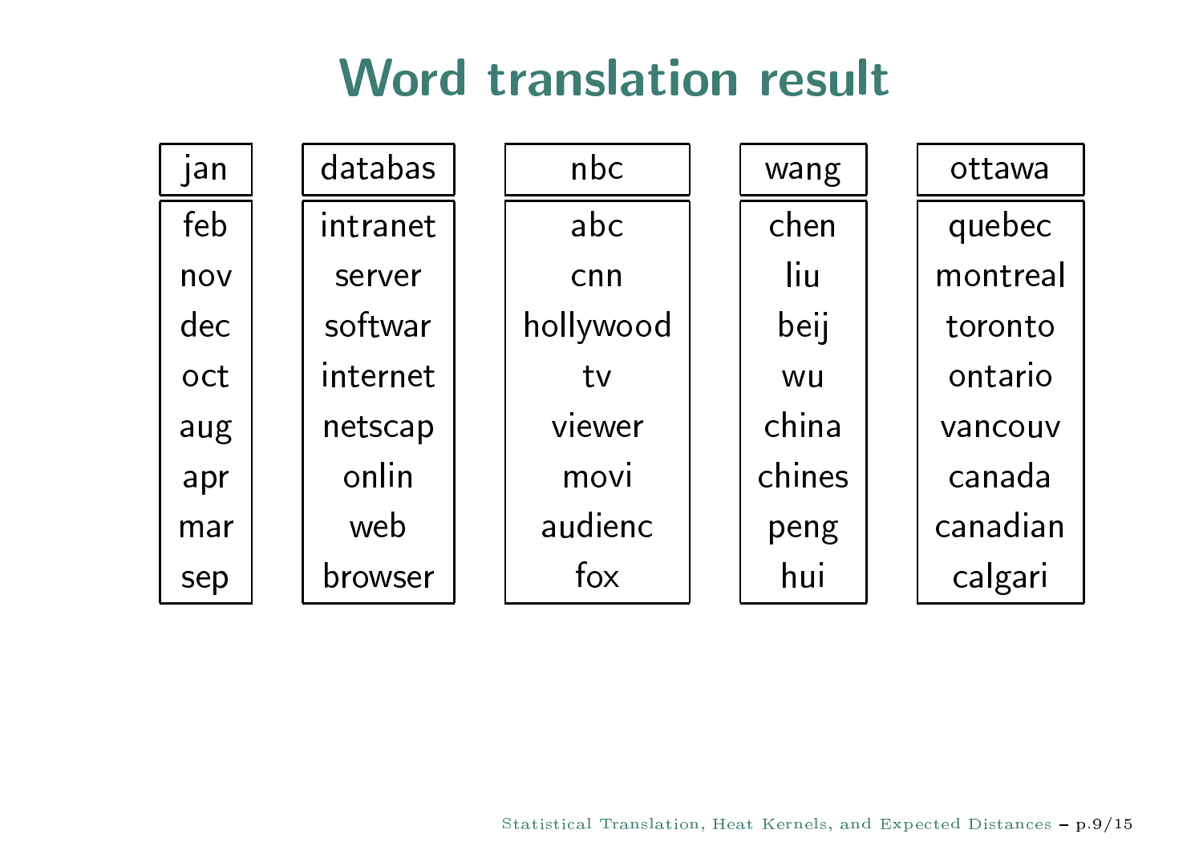# Word translation result

| jan | databas | nbc | wang | ottawa |
|---|---|---|---|---|
| feb | intranet | abc | chen | quebec |
| nov | server | cnn | liu | montreal |
| dec | softwar | hollywood | beij | toronto |
| oct | internet | tv | wu | ontario |
| aug | netscap | viewer | china | vancouv |
| apr | onlin | movi | chines | canada |
| mar | web | audienc | peng | canadian |
| sep | browser | fox | hui | calgari |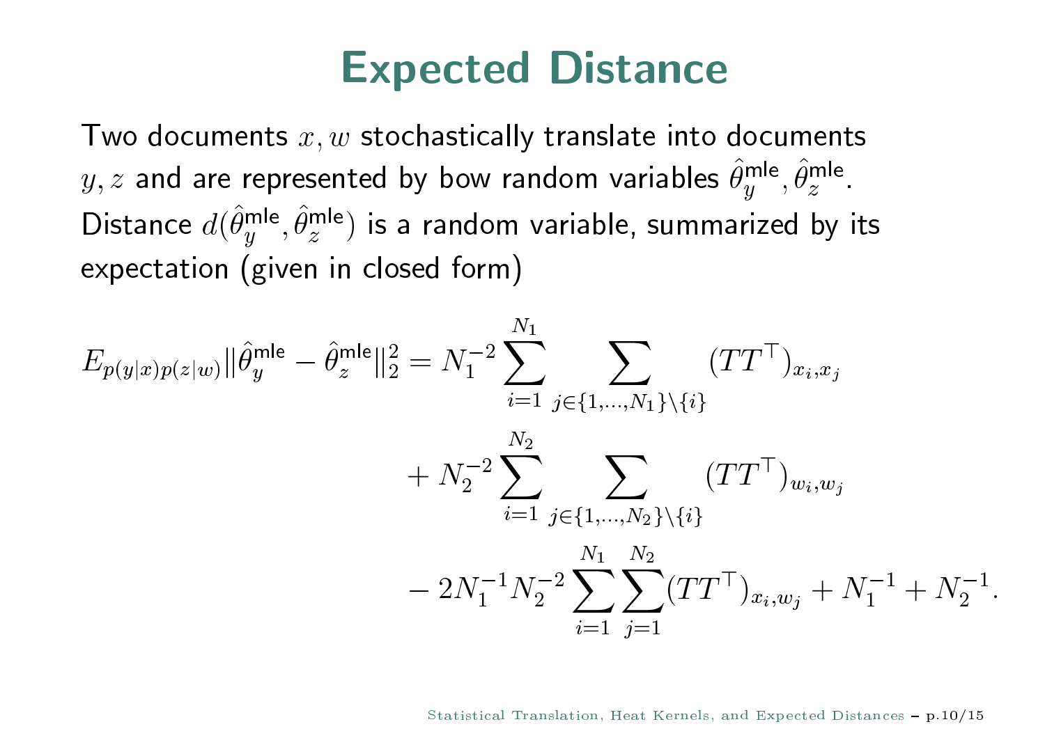# Expected Distance

Two documents $x, w$ stochastically translate into documents $y, z$ and are represented by bow random variables $\hat{\theta}_y^{\text{mle}}, \hat{\theta}_z^{\text{mle}}$. Distance $d(\hat{\theta}_y^{\text{mle}}, \hat{\theta}_z^{\text{mle}})$ is a random variable, summarized by its expectation (given in closed form)

$$
\begin{aligned}
E_{p(y|x)p(z|w)} \|\hat{\theta}_y^{\text{mle}} - \hat{\theta}_z^{\text{mle}}\|_2^2 = {} & N_1^{-2} \sum_{i=1}^{N_1} \sum_{j \in \{1,\dots,N_1\} \setminus \{i\}} (TT^\top)_{x_i, x_j} \\
& + N_2^{-2} \sum_{i=1}^{N_2} \sum_{j \in \{1,\dots,N_2\} \setminus \{i\}} (TT^\top)_{w_i, w_j} \\
& - 2N_1^{-1} N_2^{-2} \sum_{i=1}^{N_1} \sum_{j=1}^{N_2} (TT^\top)_{x_i, w_j} + N_1^{-1} + N_2^{-1}.
\end{aligned}
$$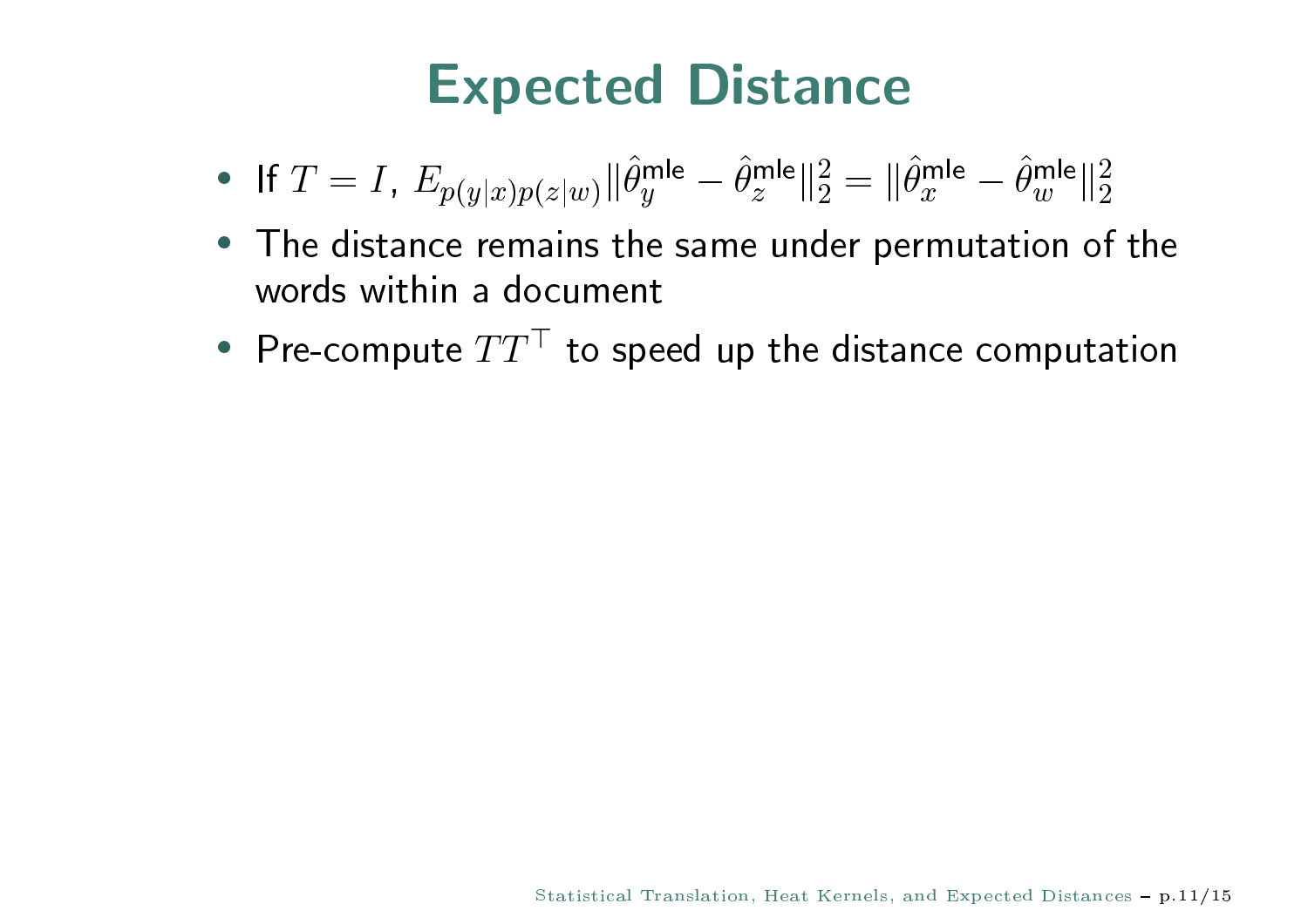# Expected Distance

- If $T = I$, $E_{p(y|x)p(z|w)} \|\hat{\theta}_y^{\mathsf{mle}} - \hat{\theta}_z^{\mathsf{mle}}\|_2^2 = \|\hat{\theta}_x^{\mathsf{mle}} - \hat{\theta}_w^{\mathsf{mle}}\|_2^2$
- The distance remains the same under permutation of the words within a document
- Pre-compute $TT^\top$ to speed up the distance computation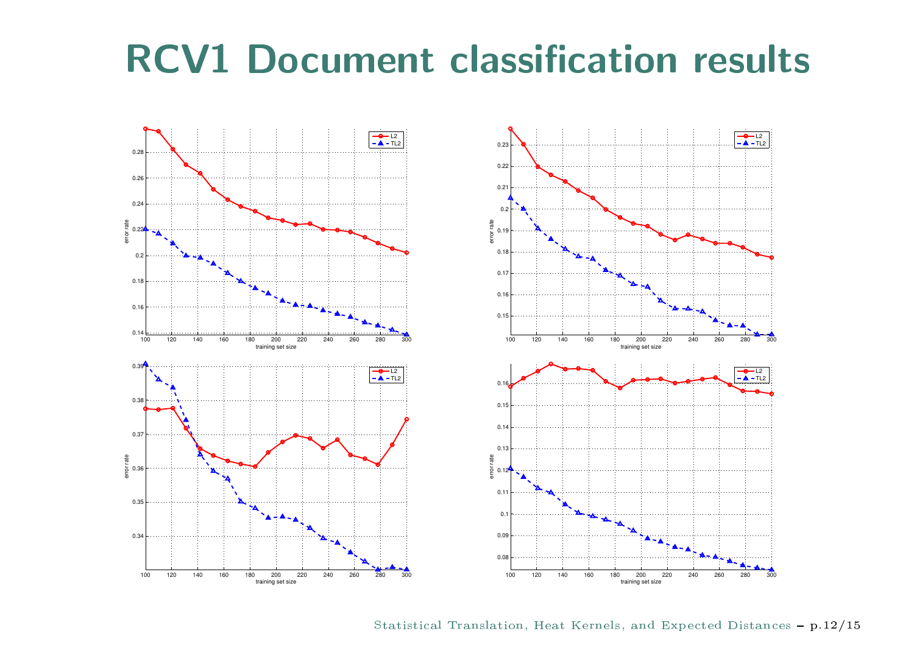# RCV1 Document classification results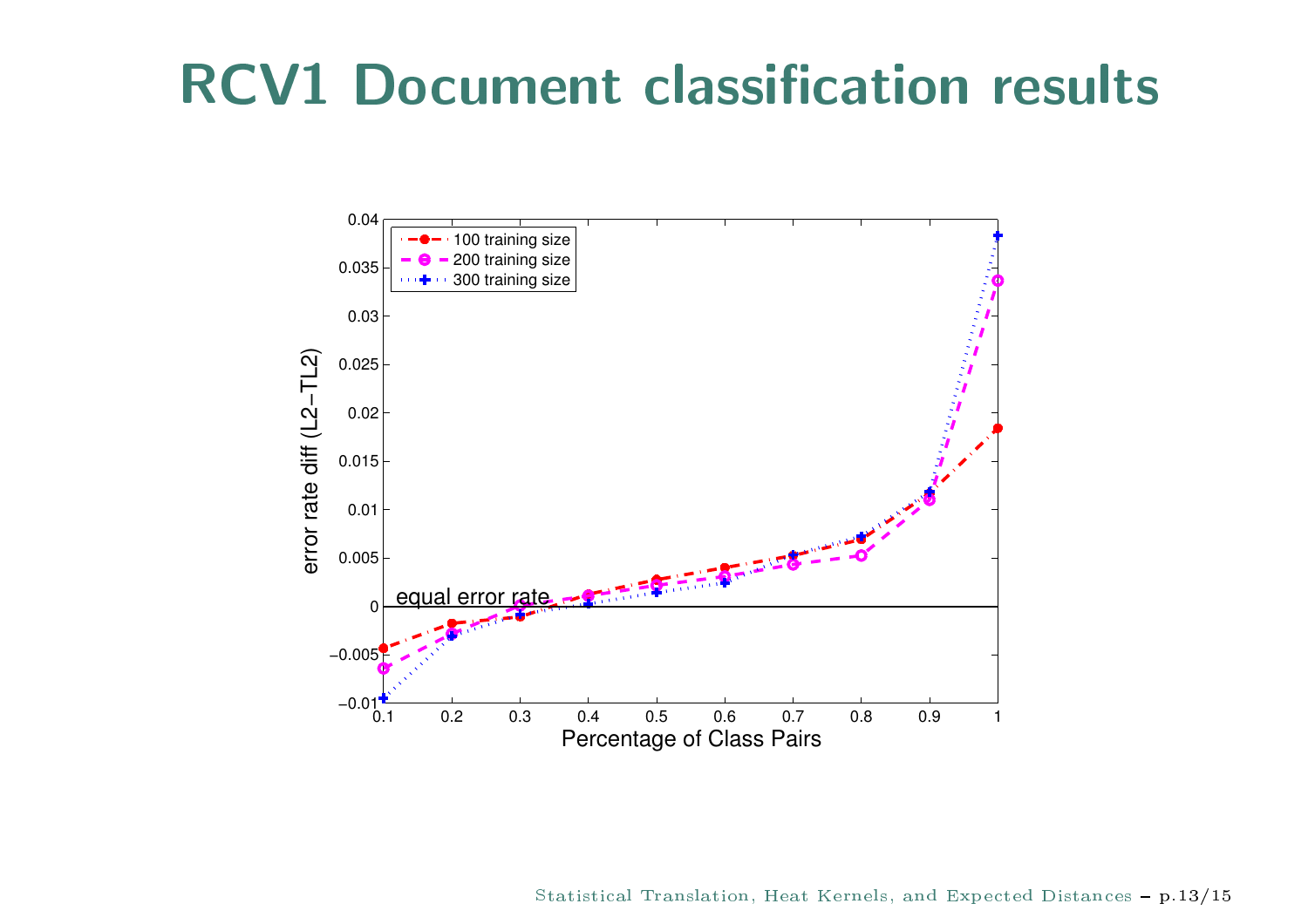# RCV1 Document classification results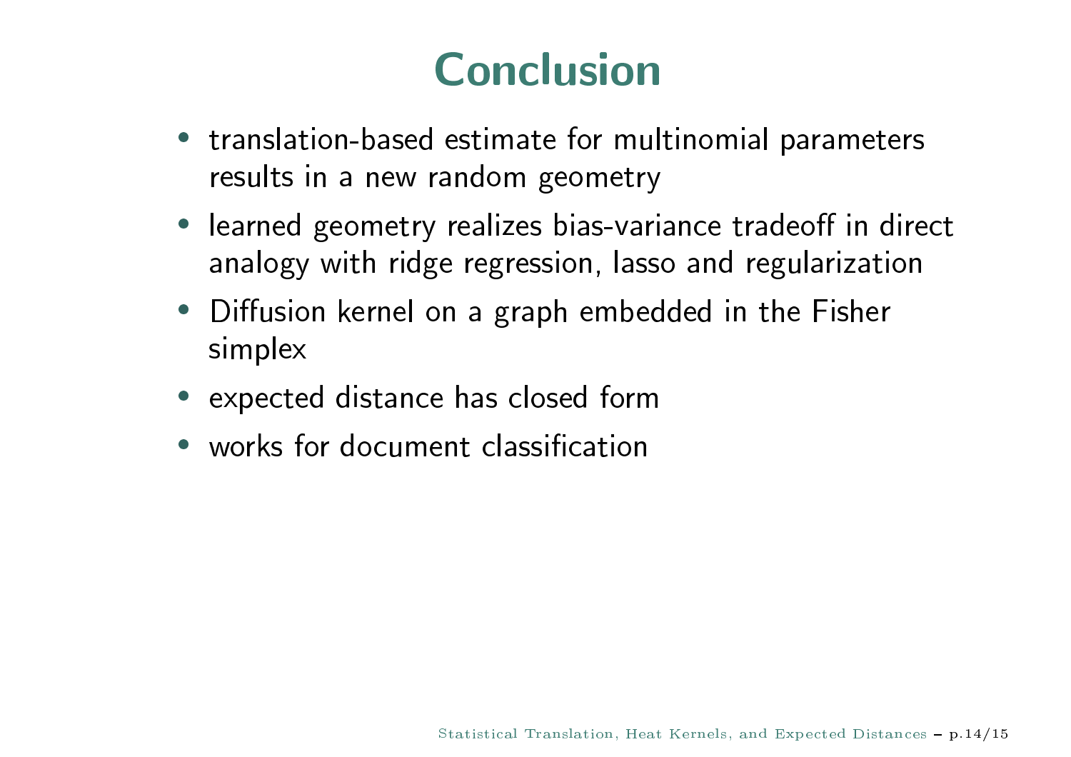# Conclusion

- translation-based estimate for multinomial parameters results in a new random geometry
- learned geometry realizes bias-variance tradeoff in direct analogy with ridge regression, lasso and regularization
- Diffusion kernel on a graph embedded in the Fisher simplex
- expected distance has closed form
- works for document classification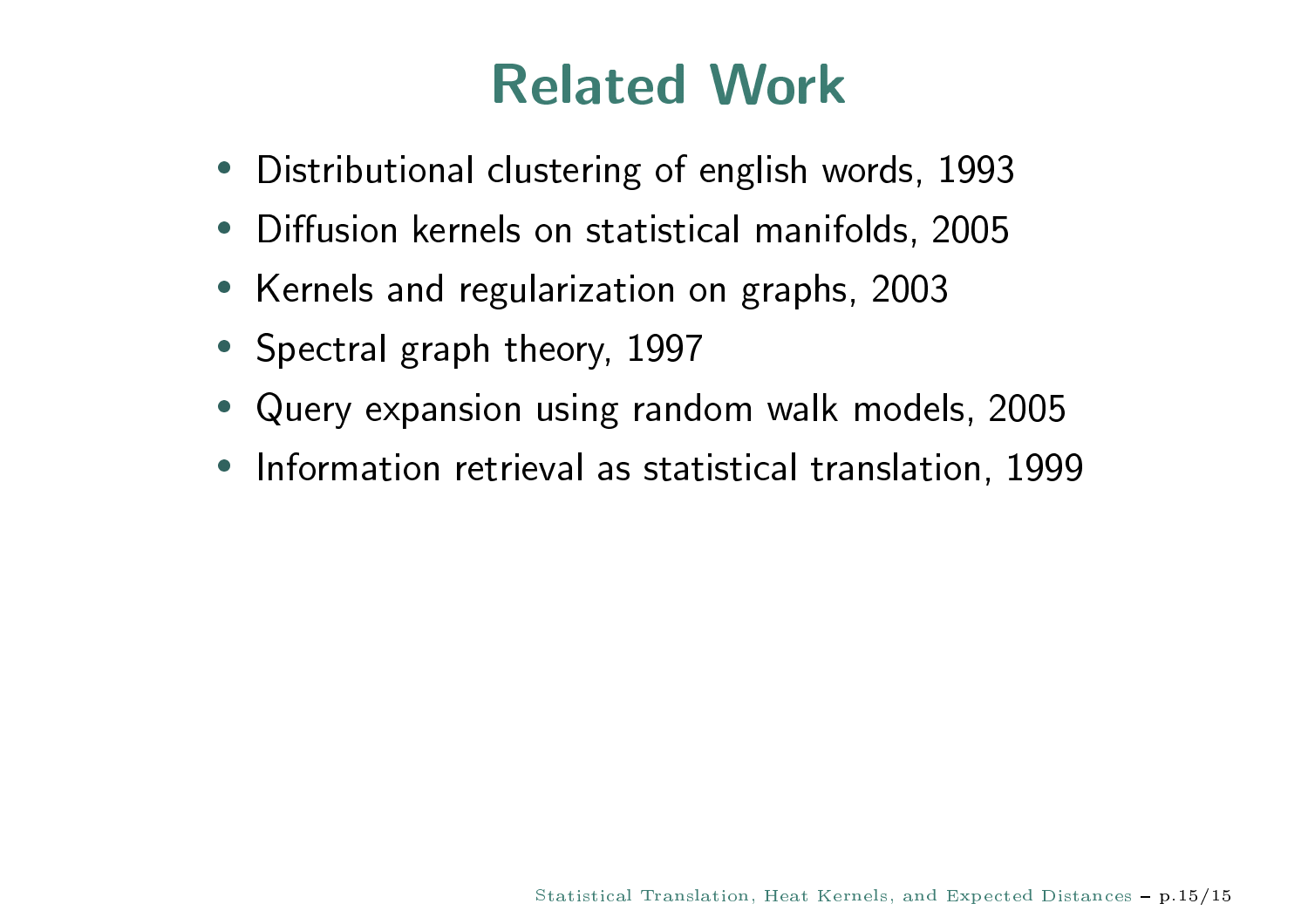# Related Work

- Distributional clustering of english words, 1993
- Diffusion kernels on statistical manifolds, 2005
- Kernels and regularization on graphs, 2003
- Spectral graph theory, 1997
- Query expansion using random walk models, 2005
- Information retrieval as statistical translation, 1999